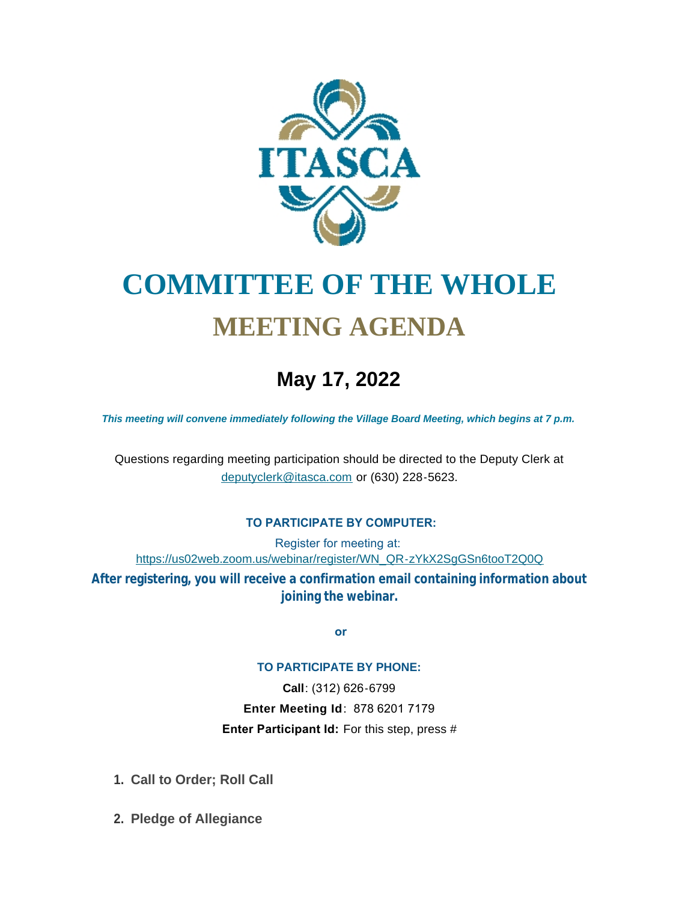# COMMITTEE OF THE WHOLE

## MEETING AGENDA

## May 17, 2022

***This meeting will convene immediately following the Village Board Meeting, which begins at 7 p.m.***

Questions regarding meeting participation should be directed to the Deputy Clerk at deputyclerk@itasca.com or (630) 228-5623.

**TO PARTICIPATE BY COMPUTER:**

Register for meeting at:
https://us02web.zoom.us/webinar/register/WN_QR-zYkX2SgGSn6tooT2Q0Q

**After registering, you will receive a confirmation email containing information about joining the webinar.**

**or**

**TO PARTICIPATE BY PHONE:**

**Call**: (312) 626-6799

**Enter Meeting Id**: 878 6201 7179

**Enter Participant Id:** For this step, press #

1. **Call to Order; Roll Call**
2. **Pledge of Allegiance**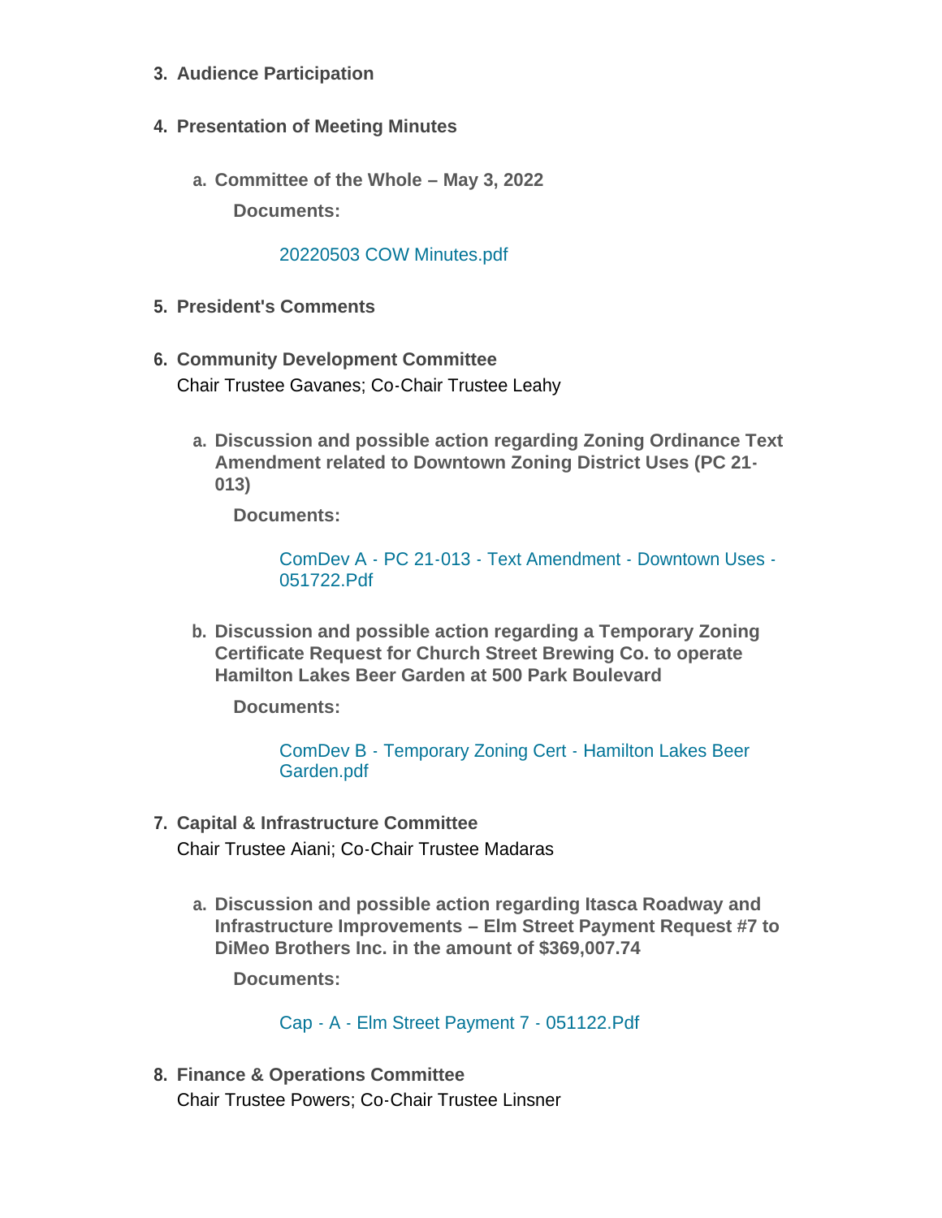3. **Audience Participation**

4. **Presentation of Meeting Minutes**

   a. **Committee of the Whole – May 3, 2022**

      **Documents:**

      20220503 COW Minutes.pdf

5. **President's Comments**

6. **Community Development Committee**

   Chair Trustee Gavanes; Co-Chair Trustee Leahy

   a. **Discussion and possible action regarding Zoning Ordinance Text Amendment related to Downtown Zoning District Uses (PC 21-013)**

      **Documents:**

      ComDev A - PC 21-013 - Text Amendment - Downtown Uses - 051722.Pdf

   b. **Discussion and possible action regarding a Temporary Zoning Certificate Request for Church Street Brewing Co. to operate Hamilton Lakes Beer Garden at 500 Park Boulevard**

      **Documents:**

      ComDev B - Temporary Zoning Cert - Hamilton Lakes Beer Garden.pdf

7. **Capital & Infrastructure Committee**

   Chair Trustee Aiani; Co-Chair Trustee Madaras

   a. **Discussion and possible action regarding Itasca Roadway and Infrastructure Improvements – Elm Street Payment Request #7 to DiMeo Brothers Inc. in the amount of $369,007.74**

      **Documents:**

      Cap - A - Elm Street Payment 7 - 051122.Pdf

8. **Finance & Operations Committee**

   Chair Trustee Powers; Co-Chair Trustee Linsner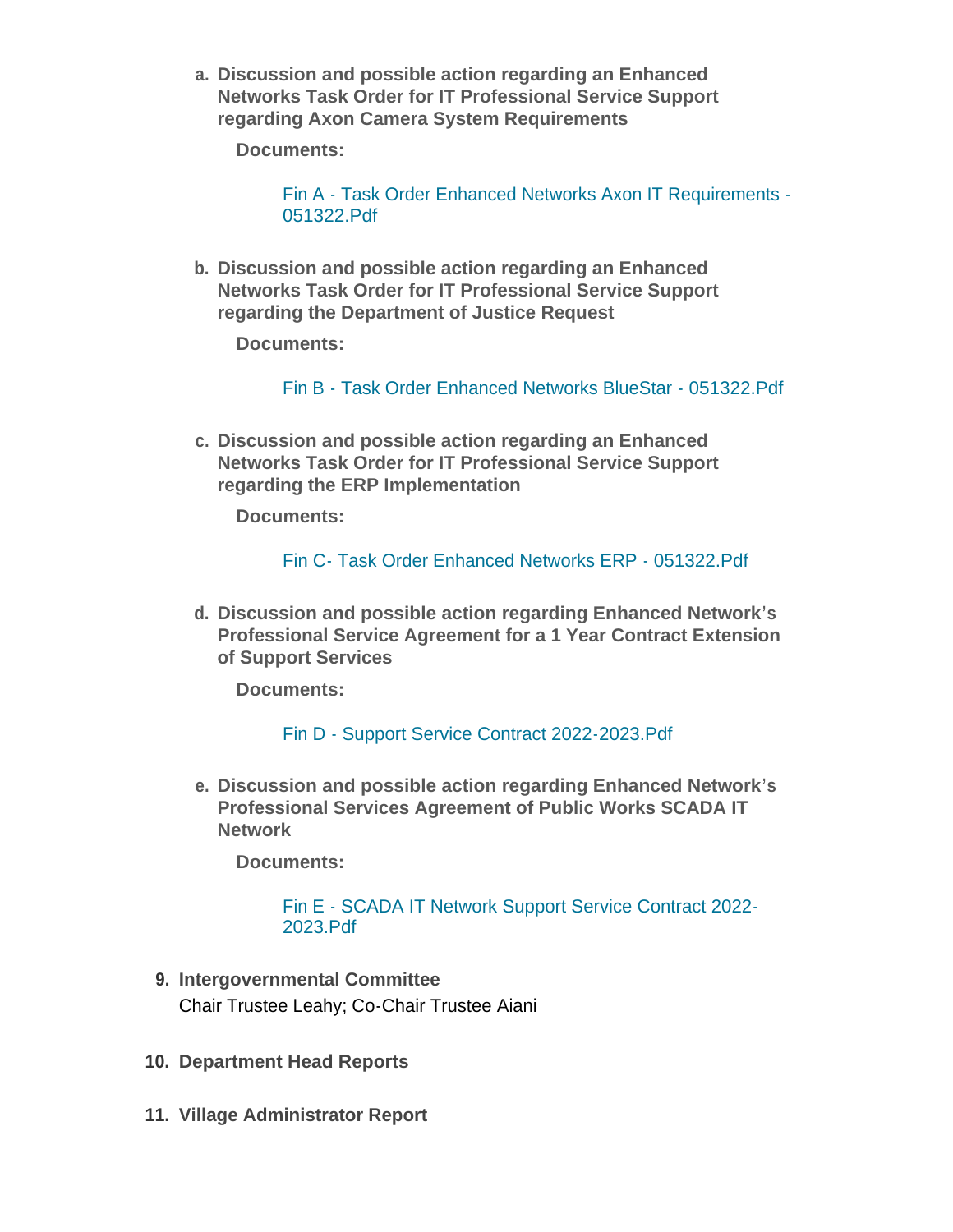a. **Discussion and possible action regarding an Enhanced Networks Task Order for IT Professional Service Support regarding Axon Camera System Requirements**

   **Documents:**

   Fin A - Task Order Enhanced Networks Axon IT Requirements - 051322.Pdf

b. **Discussion and possible action regarding an Enhanced Networks Task Order for IT Professional Service Support regarding the Department of Justice Request**

   **Documents:**

   Fin B - Task Order Enhanced Networks BlueStar - 051322.Pdf

c. **Discussion and possible action regarding an Enhanced Networks Task Order for IT Professional Service Support regarding the ERP Implementation**

   **Documents:**

   Fin C- Task Order Enhanced Networks ERP - 051322.Pdf

d. **Discussion and possible action regarding Enhanced Network's Professional Service Agreement for a 1 Year Contract Extension of Support Services**

   **Documents:**

   Fin D - Support Service Contract 2022-2023.Pdf

e. **Discussion and possible action regarding Enhanced Network's Professional Services Agreement of Public Works SCADA IT Network**

   **Documents:**

   Fin E - SCADA IT Network Support Service Contract 2022-2023.Pdf

9. **Intergovernmental Committee**
   Chair Trustee Leahy; Co-Chair Trustee Aiani

10. **Department Head Reports**

11. **Village Administrator Report**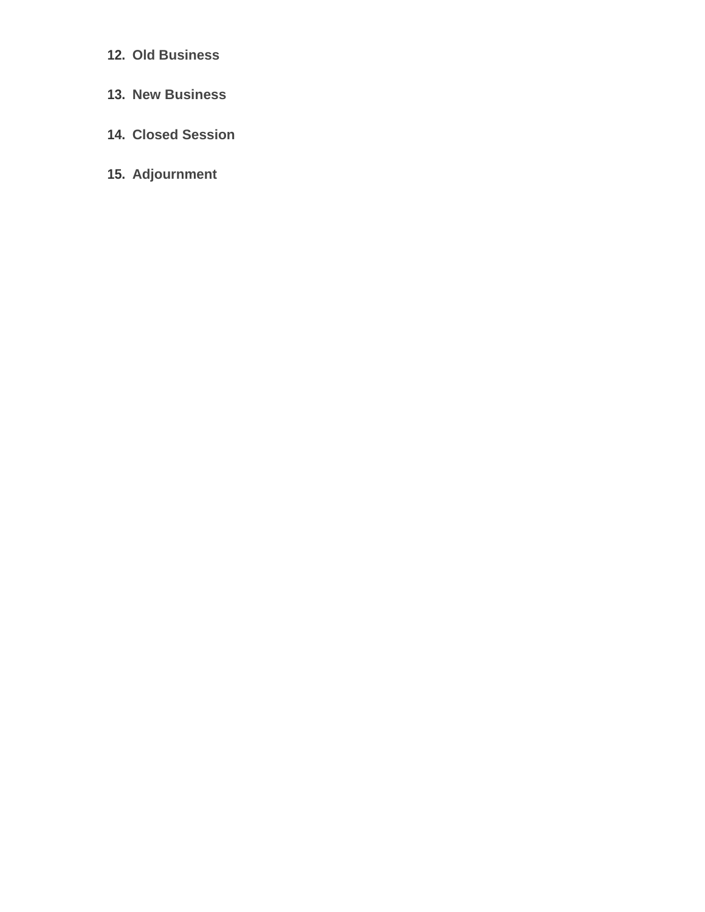12. **Old Business**

13. **New Business**

14. **Closed Session**

15. **Adjournment**